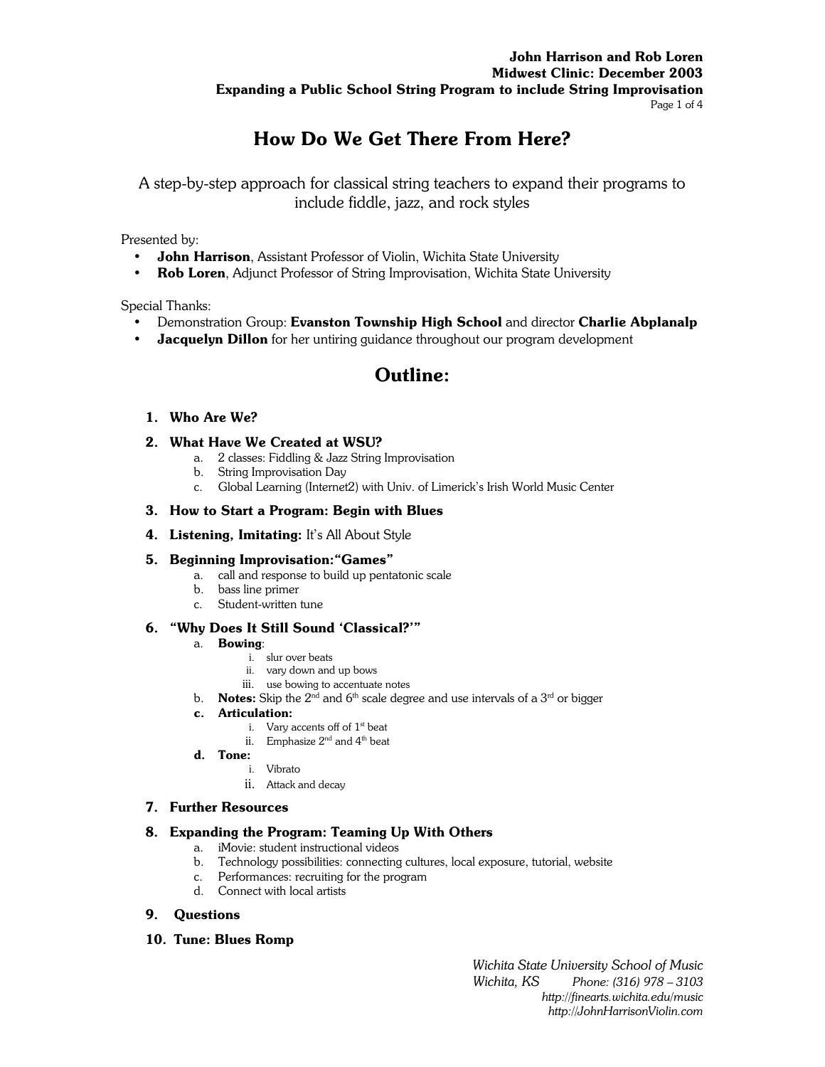**John Harrison and Rob Loren**
**Midwest Clinic: December 2003**
**Expanding a Public School String Program to include String Improvisation**

# How Do We Get There From Here?

A step-by-step approach for classical string teachers to expand their programs to include fiddle, jazz, and rock styles

Presented by:

- **John Harrison**, Assistant Professor of Violin, Wichita State University
- **Rob Loren**, Adjunct Professor of String Improvisation, Wichita State University

Special Thanks:

- Demonstration Group: **Evanston Township High School** and director **Charlie Abplanalp**
- **Jacquelyn Dillon** for her untiring guidance throughout our program development

## Outline:

1. **Who Are We?**
2. **What Have We Created at WSU?**
   a. 2 classes: Fiddling & Jazz String Improvisation
   b. String Improvisation Day
   c. Global Learning (Internet2) with Univ. of Limerick's Irish World Music Center
3. **How to Start a Program: Begin with Blues**
4. **Listening, Imitating:** It's All About Style
5. **Beginning Improvisation:"Games"**
   a. call and response to build up pentatonic scale
   b. bass line primer
   c. Student-written tune
6. **"Why Does It Still Sound 'Classical?'"**
   a. **Bowing**:
      i. slur over beats
      ii. vary down and up bows
      iii. use bowing to accentuate notes
   b. **Notes:** Skip the 2nd and 6th scale degree and use intervals of a 3rd or bigger
   c. **Articulation:**
      i. Vary accents off of 1st beat
      ii. Emphasize 2nd and 4th beat
   d. **Tone:**
      i. Vibrato
      ii. Attack and decay
7. **Further Resources**
8. **Expanding the Program: Teaming Up With Others**
   a. iMovie: student instructional videos
   b. Technology possibilities: connecting cultures, local exposure, tutorial, website
   c. Performances: recruiting for the program
   d. Connect with local artists
9. **Questions**
10. **Tune: Blues Romp**

*Wichita State University School of Music*
*Wichita, KS* *Phone: (316) 978 – 3103*
*http://finearts.wichita.edu/music*
*http://JohnHarrisonViolin.com*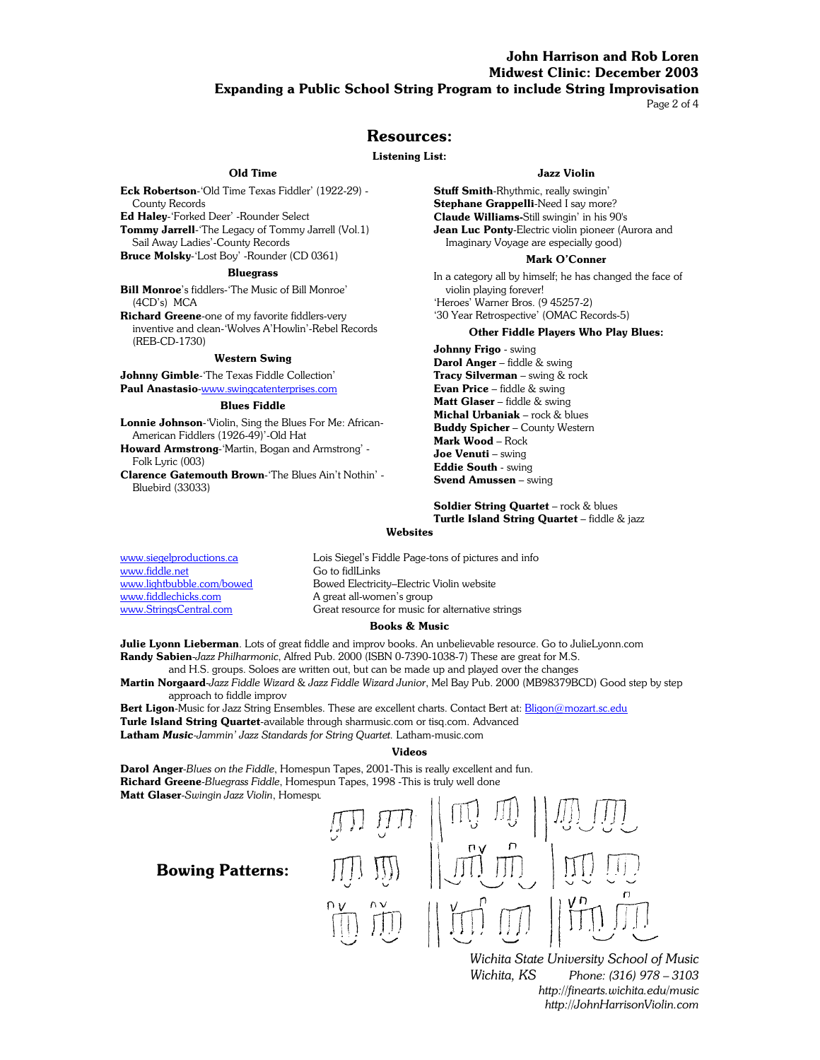# Resources:

## Listening List:

### Old Time

**Eck Robertson**-'Old Time Texas Fiddler' (1922-29) - County Records
**Ed Haley**-'Forked Deer' -Rounder Select
**Tommy Jarrell**-'The Legacy of Tommy Jarrell (Vol.1) Sail Away Ladies'-County Records
**Bruce Molsky**-'Lost Boy' -Rounder (CD 0361)

### Bluegrass

**Bill Monroe**'s fiddlers-'The Music of Bill Monroe' (4CD's) MCA
**Richard Greene**-one of my favorite fiddlers-very inventive and clean-'Wolves A'Howlin'-Rebel Records (REB-CD-1730)

### Western Swing

**Johnny Gimble**-'The Texas Fiddle Collection'
**Paul Anastasio**-www.swingcatenterprises.com

### Blues Fiddle

**Lonnie Johnson**-'Violin, Sing the Blues For Me: African-American Fiddlers (1926-49)'-Old Hat
**Howard Armstrong**-'Martin, Bogan and Armstrong' - Folk Lyric (003)
**Clarence Gatemouth Brown**-'The Blues Ain't Nothin' - Bluebird (33033)

### Jazz Violin

**Stuff Smith**-Rhythmic, really swingin'
**Stephane Grappelli**-Need I say more?
**Claude Williams-**Still swingin' in his 90's
**Jean Luc Ponty**-Electric violin pioneer (Aurora and Imaginary Voyage are especially good)

### Mark O'Conner

In a category all by himself; he has changed the face of violin playing forever!
'Heroes' Warner Bros. (9 45257-2)
'30 Year Retrospective' (OMAC Records-5)

### Other Fiddle Players Who Play Blues:

**Johnny Frigo** - swing
**Darol Anger** – fiddle & swing
**Tracy Silverman** – swing & rock
**Evan Price** – fiddle & swing
**Matt Glaser** – fiddle & swing
**Michal Urbaniak** – rock & blues
**Buddy Spicher** – County Western
**Mark Wood** – Rock
**Joe Venuti** – swing
**Eddie South** - swing
**Svend Amussen** – swing

**Soldier String Quartet** – rock & blues
**Turtle Island String Quartet** – fiddle & jazz

## Websites

| | |
|---|---|
| www.siegelproductions.ca | Lois Siegel's Fiddle Page-tons of pictures and info |
| www.fiddle.net | Go to fidlLinks |
| www.lightbubble.com/bowed | Bowed Electricity–Electric Violin website |
| www.fiddlechicks.com | A great all-women's group |
| www.StringsCentral.com | Great resource for music for alternative strings |

## Books & Music

**Julie Lyonn Lieberman**. Lots of great fiddle and improv books. An unbelievable resource. Go to JulieLyonn.com
**Randy Sabien**-*Jazz Philharmonic*, Alfred Pub. 2000 (ISBN 0-7390-1038-7) These are great for M.S. and H.S. groups. Soloes are written out, but can be made up and played over the changes
**Martin Norgaard**-*Jazz Fiddle Wizard* & *Jazz Fiddle Wizard Junior*, Mel Bay Pub. 2000 (MB98379BCD) Good step by step approach to fiddle improv
**Bert Ligon**-Music for Jazz String Ensembles. These are excellent charts. Contact Bert at: Bligon@mozart.sc.edu
**Turle Island String Quartet**-available through sharmusic.com or tisq.com. Advanced
**Latham *Music***-*Jammin' Jazz Standards for String Quartet.* Latham-music.com

## Videos

**Darol Anger**-*Blues on the Fiddle*, Homespun Tapes, 2001-This is really excellent and fun.
**Richard Greene**-*Bluegrass Fiddle*, Homespun Tapes, 1998 -This is truly well done
**Matt Glaser**-*Swingin Jazz Violin*, Homespu

## Bowing Patterns:

*Wichita State University School of Music*
*Wichita, KS Phone: (316) 978 – 3103*
*http://finearts.wichita.edu/music*
*http://JohnHarrisonViolin.com*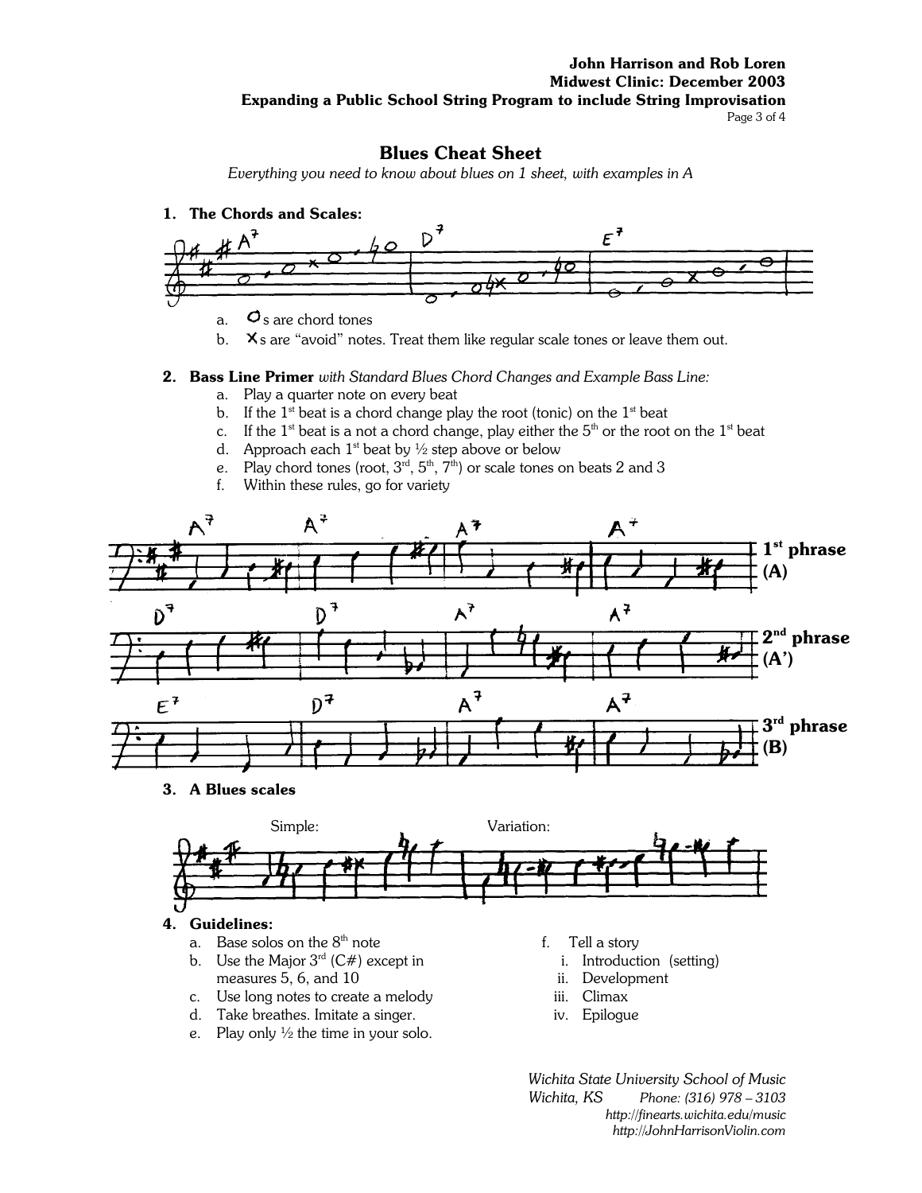# Blues Cheat Sheet

*Everything you need to know about blues on 1 sheet, with examples in A*

1. **The Chords and Scales:**

A7 D7 E7

   a. Os are chord tones
   b. Xs are "avoid" notes. Treat them like regular scale tones or leave them out.

2. **Bass Line Primer** *with Standard Blues Chord Changes and Example Bass Line:*
   a. Play a quarter note on every beat
   b. If the 1st beat is a chord change play the root (tonic) on the 1st beat
   c. If the 1st beat is a not a chord change, play either the 5th or the root on the 1st beat
   d. Approach each 1st beat by ½ step above or below
   e. Play chord tones (root, 3rd, 5th, 7th) or scale tones on beats 2 and 3
   f. Within these rules, go for variety

A7 A7 A7 A7 **1st phrase (A)**

D7 D7 A7 A7 **2nd phrase (A')**

E7 D7 A7 A7 **3rd phrase (B)**

3. **A Blues scales**

Simple: Variation:

4. **Guidelines:**
   a. Base solos on the 8th note
   b. Use the Major 3rd (C#) except in measures 5, 6, and 10
   c. Use long notes to create a melody
   d. Take breathes. Imitate a singer.
   e. Play only ½ the time in your solo.
   f. Tell a story
      i. Introduction (setting)
      ii. Development
      iii. Climax
      iv. Epilogue

*Wichita State University School of Music*
*Wichita, KS* *Phone: (316) 978 – 3103*
*http://finearts.wichita.edu/music*
*http://JohnHarrisonViolin.com*